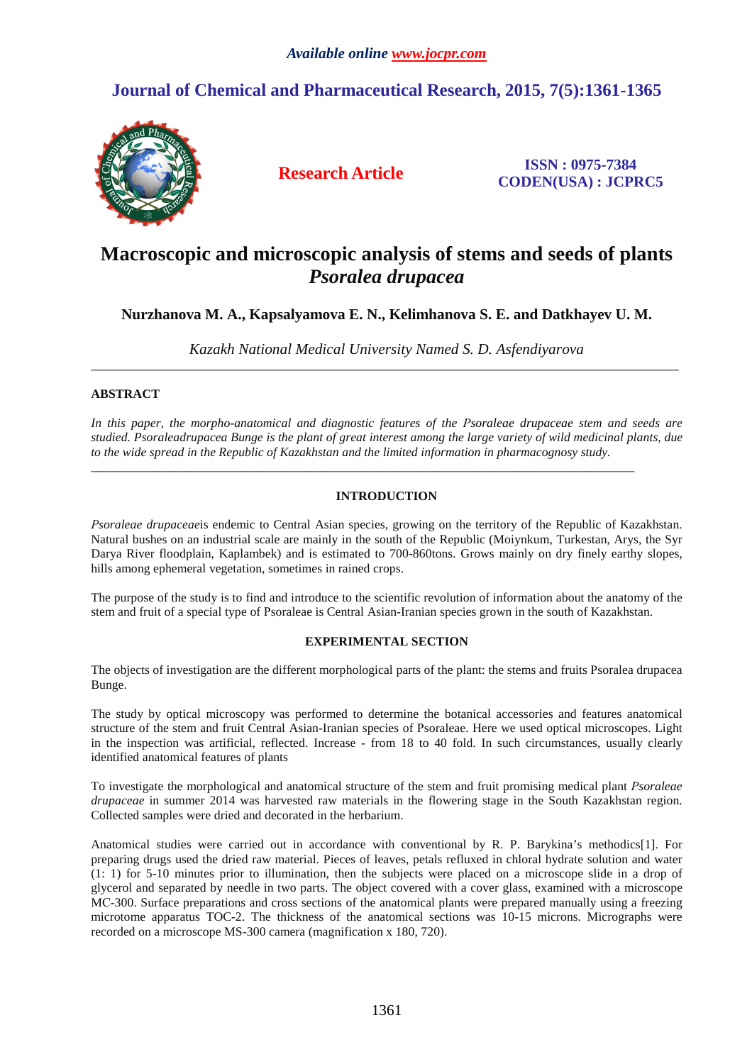# Macroscopic and microscopic analysis of stems and seeds of plants *Psoralea drupacea*

**Nurzhanova M. A., Kapsalyamova E. N., Kelimhanova S. E. and Datkhayev U. M.**

*Kazakh National Medical University Named S. D. Asfendiyarova*

---

**ABSTRACT**

*In this paper, the morpho-anatomical and diagnostic features of the Psoraleae drupaceae stem and seeds are studied. Psoraleadrupacea Bunge is the plant of great interest among the large variety of wild medicinal plants, due to the wide spread in the Republic of Kazakhstan and the limited information in pharmacognosy study.*

---

## INTRODUCTION

*Psoraleae drupaceae*is endemic to Central Asian species, growing on the territory of the Republic of Kazakhstan. Natural bushes on an industrial scale are mainly in the south of the Republic (Moiynkum, Turkestan, Arys, the Syr Darya River floodplain, Kaplambek) and is estimated to 700-860tons. Grows mainly on dry finely earthy slopes, hills among ephemeral vegetation, sometimes in rained crops.

The purpose of the study is to find and introduce to the scientific revolution of information about the anatomy of the stem and fruit of a special type of Psoraleae is Central Asian-Iranian species grown in the south of Kazakhstan.

## EXPERIMENTAL SECTION

The objects of investigation are the different morphological parts of the plant: the stems and fruits Psoralea drupacea Bunge.

The study by optical microscopy was performed to determine the botanical accessories and features anatomical structure of the stem and fruit Central Asian-Iranian species of Psoraleae. Here we used optical microscopes. Light in the inspection was artificial, reflected. Increase - from 18 to 40 fold. In such circumstances, usually clearly identified anatomical features of plants

To investigate the morphological and anatomical structure of the stem and fruit promising medical plant *Psoraleae drupaceae* in summer 2014 was harvested raw materials in the flowering stage in the South Kazakhstan region. Collected samples were dried and decorated in the herbarium.

Anatomical studies were carried out in accordance with conventional by R. P. Barykina's methodics[1]. For preparing drugs used the dried raw material. Pieces of leaves, petals refluxed in chloral hydrate solution and water (1: 1) for 5-10 minutes prior to illumination, then the subjects were placed on a microscope slide in a drop of glycerol and separated by needle in two parts. The object covered with a cover glass, examined with a microscope MC-300. Surface preparations and cross sections of the anatomical plants were prepared manually using a freezing microtome apparatus TOC-2. The thickness of the anatomical sections was 10-15 microns. Micrographs were recorded on a microscope MS-300 camera (magnification x 180, 720).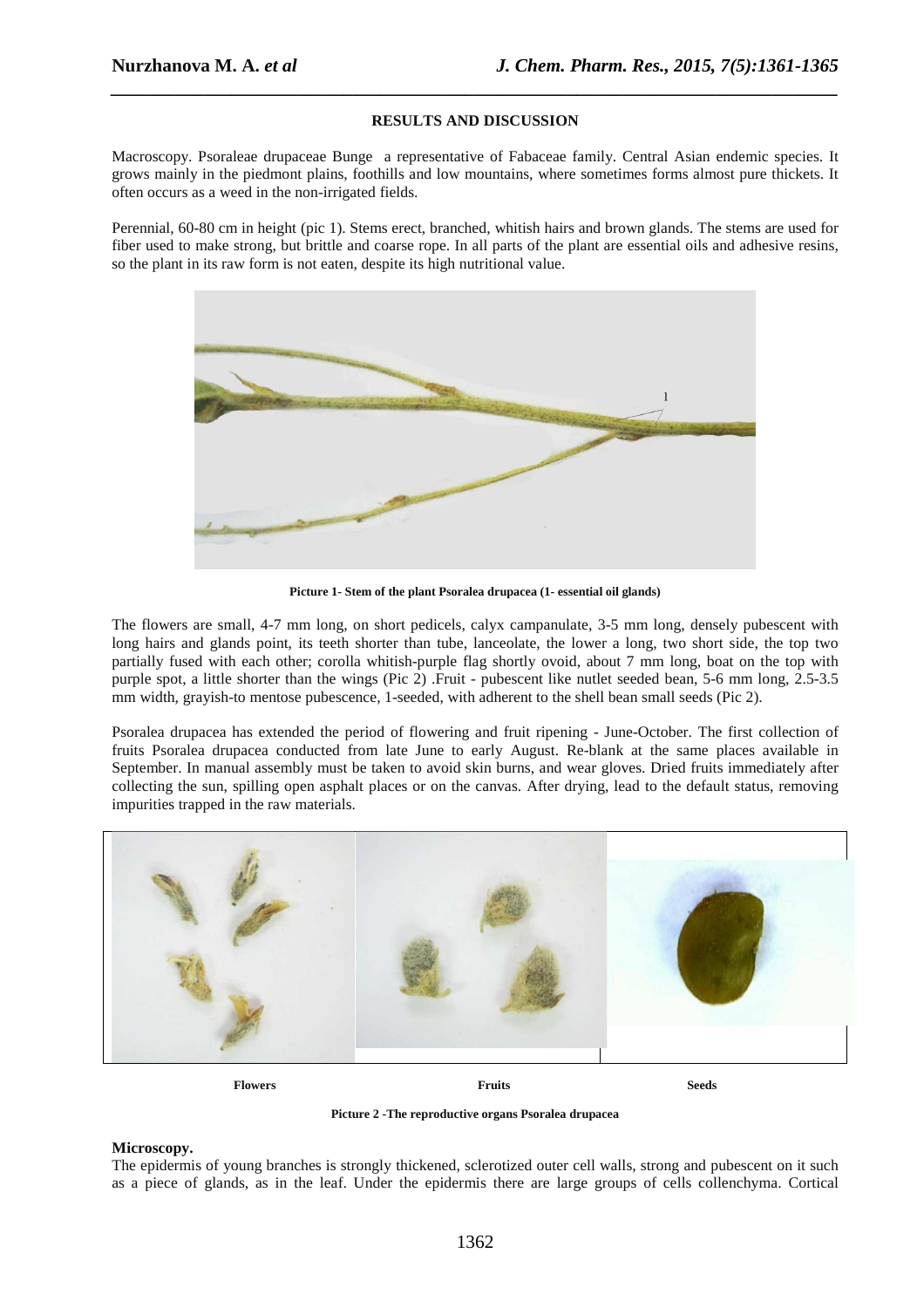## RESULTS AND DISCUSSION

Macroscopy. Psoraleae drupaceae Bunge a representative of Fabaceae family. Central Asian endemic species. It grows mainly in the piedmont plains, foothills and low mountains, where sometimes forms almost pure thickets. It often occurs as a weed in the non-irrigated fields.

Perennial, 60-80 cm in height (pic 1). Stems erect, branched, whitish hairs and brown glands. The stems are used for fiber used to make strong, but brittle and coarse rope. In all parts of the plant are essential oils and adhesive resins, so the plant in its raw form is not eaten, despite its high nutritional value.

**Picture 1- Stem of the plant Psoralea drupacea (1- essential oil glands)**

The flowers are small, 4-7 mm long, on short pedicels, calyx campanulate, 3-5 mm long, densely pubescent with long hairs and glands point, its teeth shorter than tube, lanceolate, the lower a long, two short side, the top two partially fused with each other; corolla whitish-purple flag shortly ovoid, about 7 mm long, boat on the top with purple spot, a little shorter than the wings (Pic 2) .Fruit - pubescent like nutlet seeded bean, 5-6 mm long, 2.5-3.5 mm width, grayish-to mentose pubescence, 1-seeded, with adherent to the shell bean small seeds (Pic 2).

Psoralea drupacea has extended the period of flowering and fruit ripening - June-October. The first collection of fruits Psoralea drupacea conducted from late June to early August. Re-blank at the same places available in September. In manual assembly must be taken to avoid skin burns, and wear gloves. Dried fruits immediately after collecting the sun, spilling open asphalt places or on the canvas. After drying, lead to the default status, removing impurities trapped in the raw materials.

**Flowers** **Fruits** **Seeds**

**Picture 2 -The reproductive organs Psoralea drupacea**

**Microscopy.**

The epidermis of young branches is strongly thickened, sclerotized outer cell walls, strong and pubescent on it such as a piece of glands, as in the leaf. Under the epidermis there are large groups of cells collenchyma. Cortical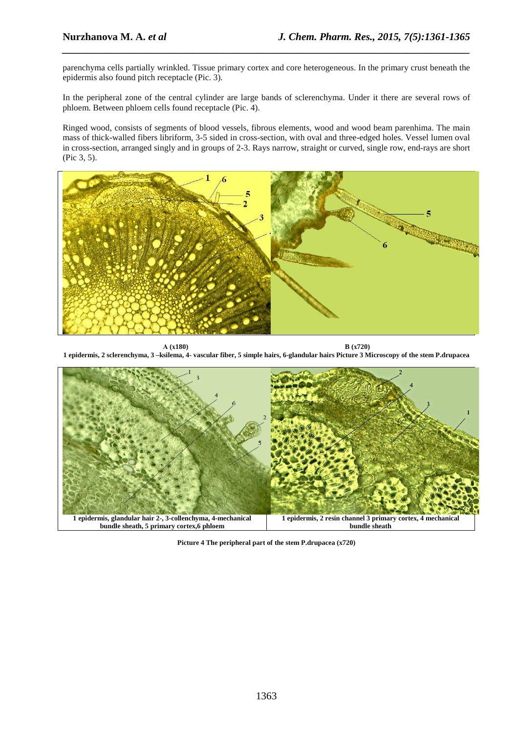parenchyma cells partially wrinkled. Tissue primary cortex and core heterogeneous. In the primary crust beneath the epidermis also found pitch receptacle (Pic. 3).

In the peripheral zone of the central cylinder are large bands of sclerenchyma. Under it there are several rows of phloem. Between phloem cells found receptacle (Pic. 4).

Ringed wood, consists of segments of blood vessels, fibrous elements, wood and wood beam parenhima. The main mass of thick-walled fibers libriform, 3-5 sided in cross-section, with oval and three-edged holes. Vessel lumen oval in cross-section, arranged singly and in groups of 2-3. Rays narrow, straight or curved, single row, end-rays are short (Pic 3, 5).

**A (x180)** **B (x720)**

**1 epidermis, 2 sclerenchyma, 3 –ksilema, 4- vascular fiber, 5 simple hairs, 6-glandular hairs Picture 3 Microscopy of the stem P.drupacea**

**1 epidermis, glandular hair 2-, 3-collenchyma, 4-mechanical bundle sheath, 5 primary cortex,6 phloem**

**1 epidermis, 2 resin channel 3 primary cortex, 4 mechanical bundle sheath**

**Picture 4 The peripheral part of the stem P.drupacea (x720)**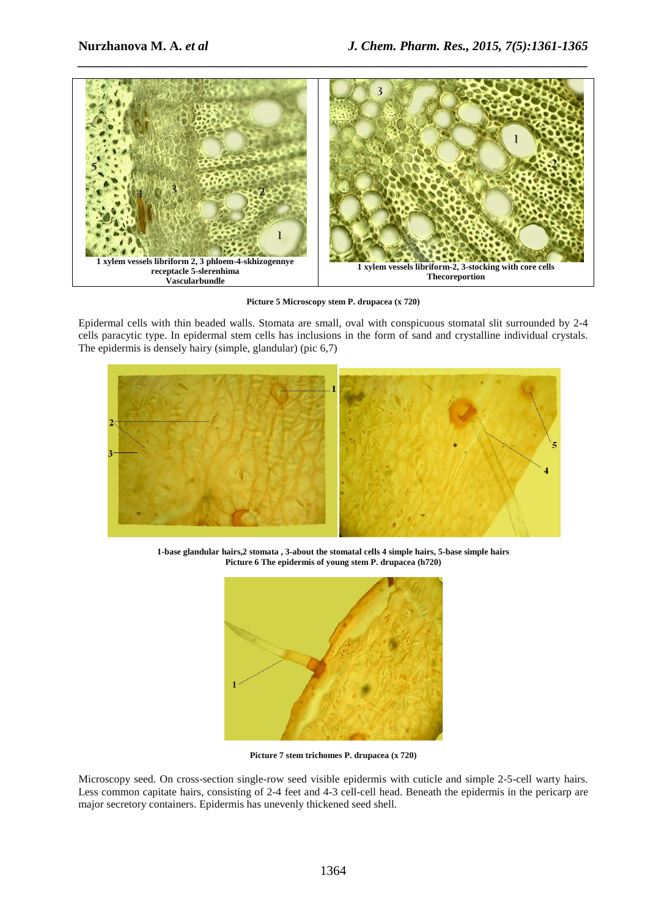1 xylem vessels libriform 2, 3 phloem-4-skhizogennye receptacle 5-slerenhima
Vascularbundle

1 xylem vessels libriform-2, 3-stocking with core cells
Thecoreportion

**Picture 5 Microscopy stem P. drupacea (x 720)**

Epidermal cells with thin beaded walls. Stomata are small, oval with conspicuous stomatal slit surrounded by 2-4 cells paracytic type. In epidermal stem cells has inclusions in the form of sand and crystalline individual crystals. The epidermis is densely hairy (simple, glandular) (pic 6,7)

**1-base glandular hairs,2 stomata , 3-about the stomatal cells 4 simple hairs, 5-base simple hairs**
**Picture 6 The epidermis of young stem P. drupacea (h720)**

**Picture 7 stem trichomes P. drupacea (x 720)**

Microscopy seed. On cross-section single-row seed visible epidermis with cuticle and simple 2-5-cell warty hairs. Less common capitate hairs, consisting of 2-4 feet and 4-3 cell-cell head. Beneath the epidermis in the pericarp are major secretory containers. Epidermis has unevenly thickened seed shell.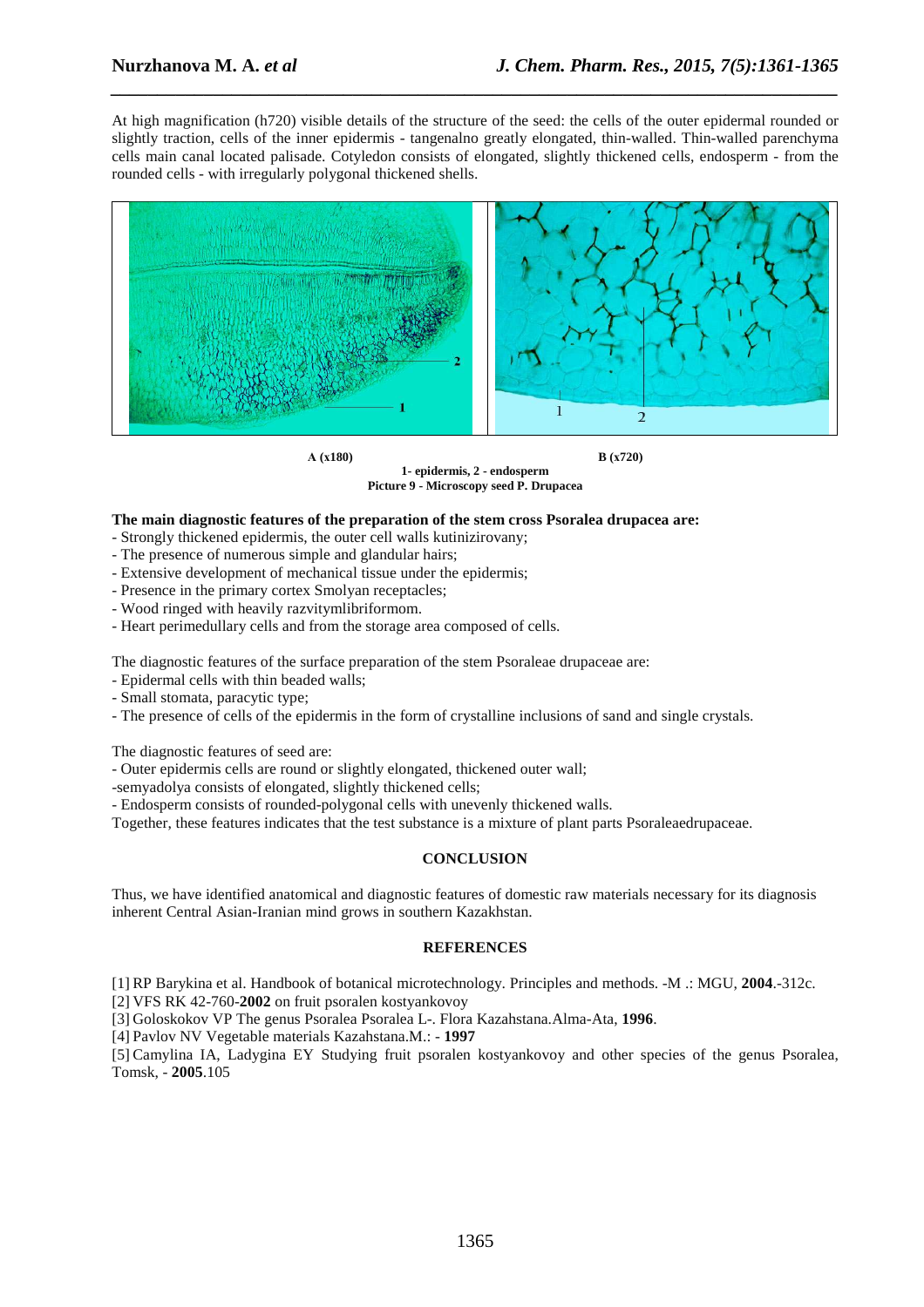At high magnification (h720) visible details of the structure of the seed: the cells of the outer epidermal rounded or slightly traction, cells of the inner epidermis - tangenalno greatly elongated, thin-walled. Thin-walled parenchyma cells main canal located palisade. Cotyledon consists of elongated, slightly thickened cells, endosperm - from the rounded cells - with irregularly polygonal thickened shells.

2

1

1

2

A (x180)

B (x720)

**1- epidermis, 2 - endosperm**
**Picture 9 - Microscopy seed P. Drupacea**

**The main diagnostic features of the preparation of the stem cross Psoralea drupacea are:**

- Strongly thickened epidermis, the outer cell walls kutinizirovany;
- The presence of numerous simple and glandular hairs;
- Extensive development of mechanical tissue under the epidermis;
- Presence in the primary cortex Smolyan receptacles;
- Wood ringed with heavily razvitymlibriformom.
- Heart perimedullary cells and from the storage area composed of cells.

The diagnostic features of the surface preparation of the stem Psoraleae drupaceae are:

- Epidermal cells with thin beaded walls;
- Small stomata, paracytic type;
- The presence of cells of the epidermis in the form of crystalline inclusions of sand and single crystals.

The diagnostic features of seed are:

- Outer epidermis cells are round or slightly elongated, thickened outer wall;
-semyadolya consists of elongated, slightly thickened cells;
- Endosperm consists of rounded-polygonal cells with unevenly thickened walls.

Together, these features indicates that the test substance is a mixture of plant parts Psoraleaedrupaceae.

## CONCLUSION

Thus, we have identified anatomical and diagnostic features of domestic raw materials necessary for its diagnosis inherent Central Asian-Iranian mind grows in southern Kazakhstan.

## REFERENCES

[1] RP Barykina et al. Handbook of botanical microtechnology. Principles and methods. -M .: MGU, **2004**.-312c.
[2] VFS RK 42-760-**2002** on fruit psoralen kostyankovoy
[3] Goloskokov VP The genus Psoralea Psoralea L-. Flora Kazahstana.Alma-Ata, **1996**.
[4] Pavlov NV Vegetable materials Kazahstana.M.: - **1997**
[5] Camylina IA, Ladygina EY Studying fruit psoralen kostyankovoy and other species of the genus Psoralea, Tomsk, - **2005**.105